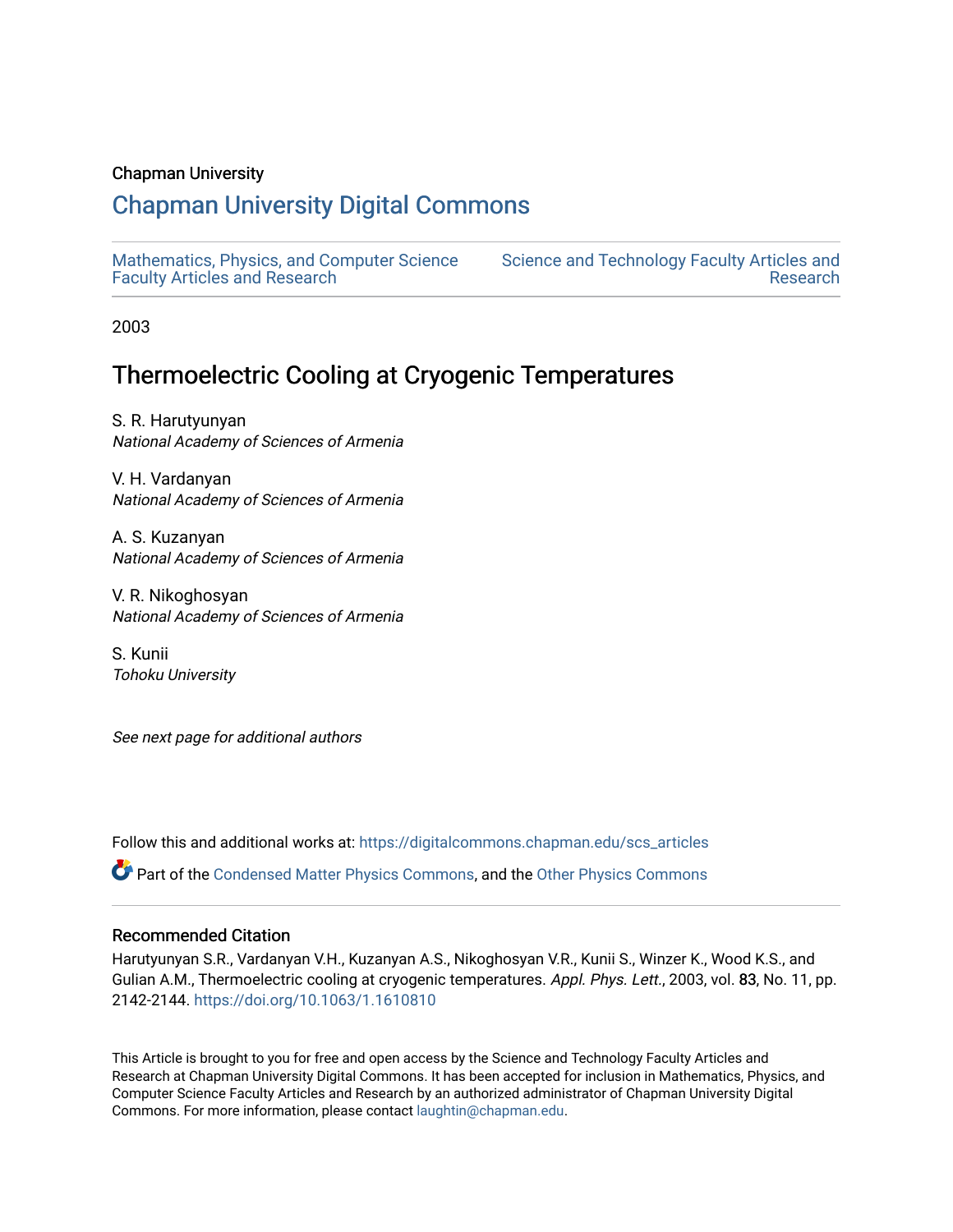Chapman University

# Chapman University Digital Commons

Mathematics, Physics, and Computer Science Faculty Articles and Research

Science and Technology Faculty Articles and Research

2003

## Thermoelectric Cooling at Cryogenic Temperatures

S. R. Harutyunyan
*National Academy of Sciences of Armenia*

V. H. Vardanyan
*National Academy of Sciences of Armenia*

A. S. Kuzanyan
*National Academy of Sciences of Armenia*

V. R. Nikoghosyan
*National Academy of Sciences of Armenia*

S. Kunii
*Tohoku University*

*See next page for additional authors*

Follow this and additional works at: https://digitalcommons.chapman.edu/scs_articles

Part of the Condensed Matter Physics Commons, and the Other Physics Commons

### Recommended Citation

Harutyunyan S.R., Vardanyan V.H., Kuzanyan A.S., Nikoghosyan V.R., Kunii S., Winzer K., Wood K.S., and Gulian A.M., Thermoelectric cooling at cryogenic temperatures. *Appl. Phys. Lett.*, 2003, vol. 83, No. 11, pp. 2142-2144. https://doi.org/10.1063/1.1610810

This Article is brought to you for free and open access by the Science and Technology Faculty Articles and Research at Chapman University Digital Commons. It has been accepted for inclusion in Mathematics, Physics, and Computer Science Faculty Articles and Research by an authorized administrator of Chapman University Digital Commons. For more information, please contact laughtin@chapman.edu.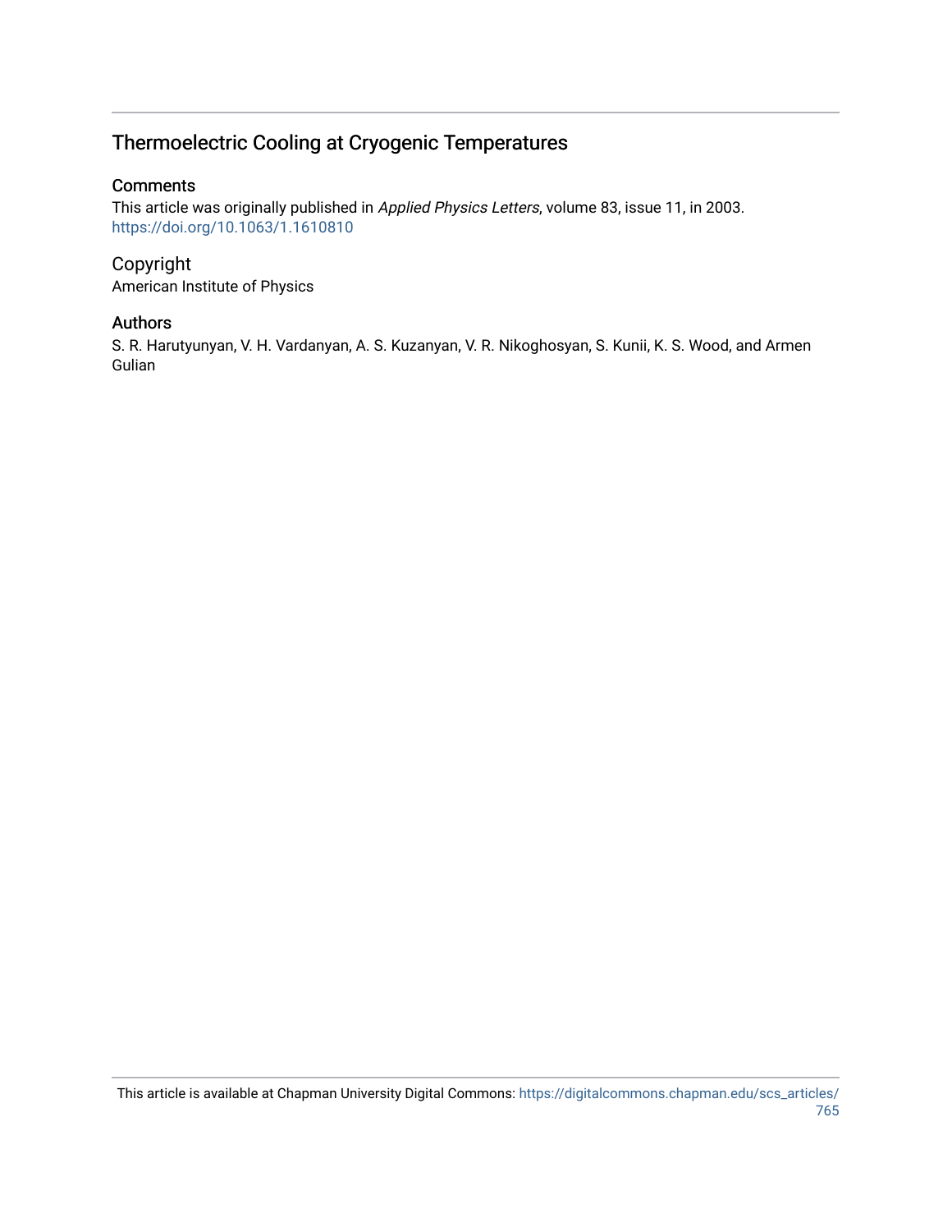## Thermoelectric Cooling at Cryogenic Temperatures

### Comments

This article was originally published in *Applied Physics Letters*, volume 83, issue 11, in 2003. https://doi.org/10.1063/1.1610810

### Copyright

American Institute of Physics

### Authors

S. R. Harutyunyan, V. H. Vardanyan, A. S. Kuzanyan, V. R. Nikoghosyan, S. Kunii, K. S. Wood, and Armen Gulian

This article is available at Chapman University Digital Commons: https://digitalcommons.chapman.edu/scs_articles/765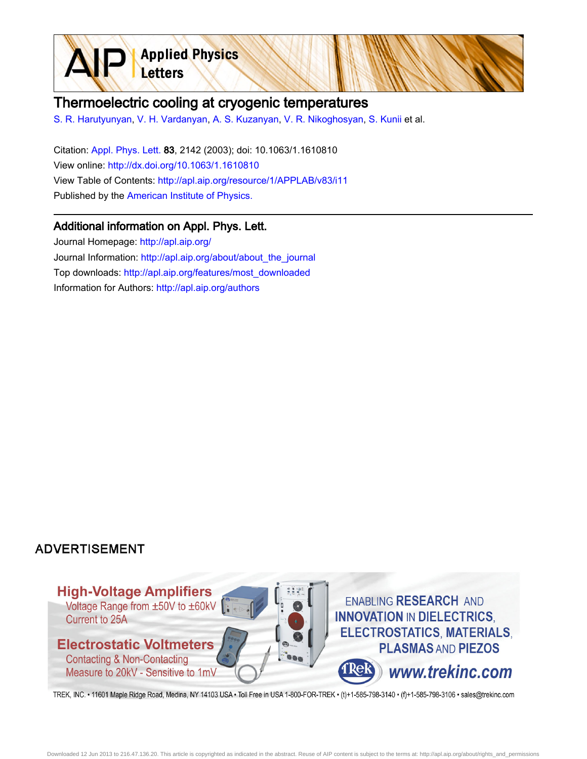# Thermoelectric cooling at cryogenic temperatures

S. R. Harutyunyan, V. H. Vardanyan, A. S. Kuzanyan, V. R. Nikoghosyan, S. Kunii et al.

Citation: Appl. Phys. Lett. **83**, 2142 (2003); doi: 10.1063/1.1610810

View online: http://dx.doi.org/10.1063/1.1610810

View Table of Contents: http://apl.aip.org/resource/1/APPLAB/v83/i11

Published by the American Institute of Physics.

## Additional information on Appl. Phys. Lett.

Journal Homepage: http://apl.aip.org/

Journal Information: http://apl.aip.org/about/about_the_journal

Top downloads: http://apl.aip.org/features/most_downloaded

Information for Authors: http://apl.aip.org/authors

ADVERTISEMENT

High-Voltage Amplifiers
Voltage Range from ±50V to ±60kV
Current to 25A

Electrostatic Voltmeters
Contacting & Non-Contacting
Measure to 20kV - Sensitive to 1mV

ENABLING RESEARCH AND INNOVATION IN DIELECTRICS, ELECTROSTATICS, MATERIALS, PLASMAS AND PIEZOS

www.trekinc.com

TREK, INC. • 11601 Maple Ridge Road, Medina, NY 14103 USA • Toll Free in USA 1-800-FOR-TREK • (t)+1-585-798-3140 • (f)+1-585-798-3106 • sales@trekinc.com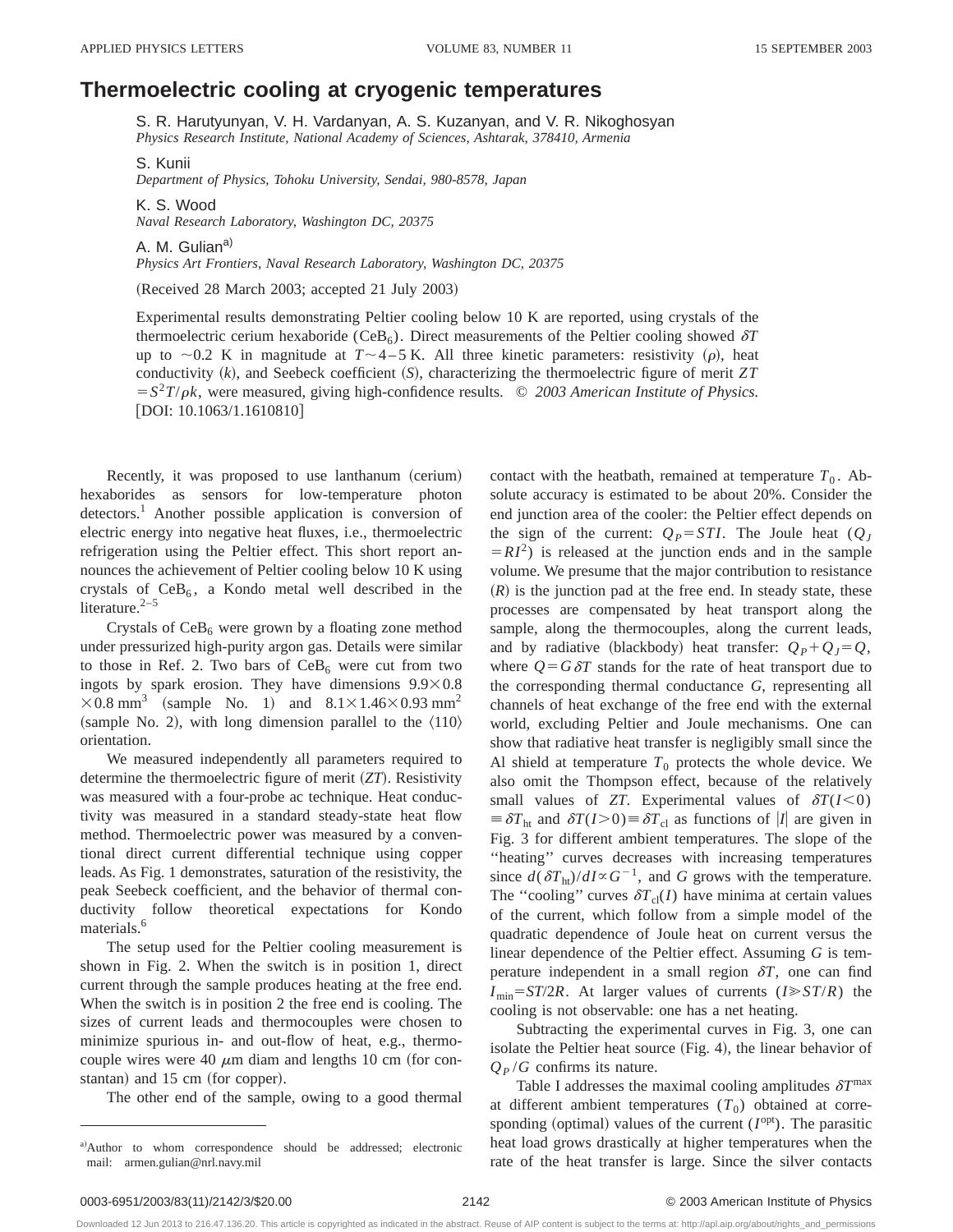# Thermoelectric cooling at cryogenic temperatures

S. R. Harutyunyan, V. H. Vardanyan, A. S. Kuzanyan, and V. R. Nikoghosyan
*Physics Research Institute, National Academy of Sciences, Ashtarak, 378410, Armenia*

S. Kunii
*Department of Physics, Tohoku University, Sendai, 980-8578, Japan*

K. S. Wood
*Naval Research Laboratory, Washington DC, 20375*

A. M. Gulian[a)]
*Physics Art Frontiers, Naval Research Laboratory, Washington DC, 20375*

(Received 28 March 2003; accepted 21 July 2003)

Experimental results demonstrating Peltier cooling below 10 K are reported, using crystals of the thermoelectric cerium hexaboride ($CeB_6$). Direct measurements of the Peltier cooling showed $\delta T$ up to $\sim$0.2 K in magnitude at $T \sim 4$–5 K. All three kinetic parameters: resistivity ($\rho$), heat conductivity ($k$), and Seebeck coefficient ($S$), characterizing the thermoelectric figure of merit $ZT = S^2T/\rho k$, were measured, giving high-confidence results. © *2003 American Institute of Physics.* [DOI: 10.1063/1.1610810]

Recently, it was proposed to use lanthanum (cerium) hexaborides as sensors for low-temperature photon detectors.[1] Another possible application is conversion of electric energy into negative heat fluxes, i.e., thermoelectric refrigeration using the Peltier effect. This short report announces the achievement of Peltier cooling below 10 K using crystals of $CeB_6$, a Kondo metal well described in the literature.[2–5]

Crystals of $CeB_6$ were grown by a floating zone method under pressurized high-purity argon gas. Details were similar to those in Ref. 2. Two bars of $CeB_6$ were cut from two ingots by spark erosion. They have dimensions $9.9 \times 0.8 \times 0.8\ \text{mm}^3$ (sample No. 1) and $8.1 \times 1.46 \times 0.93\ \text{mm}^2$ (sample No. 2), with long dimension parallel to the $\langle 110 \rangle$ orientation.

We measured independently all parameters required to determine the thermoelectric figure of merit ($ZT$). Resistivity was measured with a four-probe ac technique. Heat conductivity was measured in a standard steady-state heat flow method. Thermoelectric power was measured by a conventional direct current differential technique using copper leads. As Fig. 1 demonstrates, saturation of the resistivity, the peak Seebeck coefficient, and the behavior of thermal conductivity follow theoretical expectations for Kondo materials.[6]

The setup used for the Peltier cooling measurement is shown in Fig. 2. When the switch is in position 1, direct current through the sample produces heating at the free end. When the switch is in position 2 the free end is cooling. The sizes of current leads and thermocouples were chosen to minimize spurious in- and out-flow of heat, e.g., thermocouple wires were 40 $\mu$m diam and lengths 10 cm (for constantan) and 15 cm (for copper).

The other end of the sample, owing to a good thermal contact with the heatbath, remained at temperature $T_0$. Absolute accuracy is estimated to be about 20%. Consider the end junction area of the cooler: the Peltier effect depends on the sign of the current: $Q_P = STI$. The Joule heat ($Q_J = RI^2$) is released at the junction ends and in the sample volume. We presume that the major contribution to resistance ($R$) is the junction pad at the free end. In steady state, these processes are compensated by heat transport along the sample, along the thermocouples, along the current leads, and by radiative (blackbody) heat transfer: $Q_P + Q_J = Q$, where $Q = G\,\delta T$ stands for the rate of heat transport due to the corresponding thermal conductance $G$, representing all channels of heat exchange of the free end with the external world, excluding Peltier and Joule mechanisms. One can show that radiative heat transfer is negligibly small since the Al shield at temperature $T_0$ protects the whole device. We also omit the Thompson effect, because of the relatively small values of $ZT$. Experimental values of $\delta T(I<0) \equiv \delta T_{\text{ht}}$ and $\delta T(I>0) \equiv \delta T_{\text{cl}}$ as functions of $|I|$ are given in Fig. 3 for different ambient temperatures. The slope of the "heating" curves decreases with increasing temperatures since $d(\delta T_{\text{ht}})/dI \propto G^{-1}$, and $G$ grows with the temperature. The "cooling" curves $\delta T_{\text{cl}}(I)$ have minima at certain values of the current, which follow from a simple model of the quadratic dependence of Joule heat on current versus the linear dependence of the Peltier effect. Assuming $G$ is temperature independent in a small region $\delta T$, one can find $I_{\min} = ST/2R$. At larger values of currents ($I \gg ST/R$) the cooling is not observable: one has a net heating.

Subtracting the experimental curves in Fig. 3, one can isolate the Peltier heat source (Fig. 4), the linear behavior of $Q_P/G$ confirms its nature.

Table I addresses the maximal cooling amplitudes $\delta T^{\max}$ at different ambient temperatures ($T_0$) obtained at corresponding (optimal) values of the current ($I^{\text{opt}}$). The parasitic heat load grows drastically at higher temperatures when the rate of the heat transfer is large. Since the silver contacts

[a)] Author to whom correspondence should be addressed; electronic mail: armen.gulian@nrl.navy.mil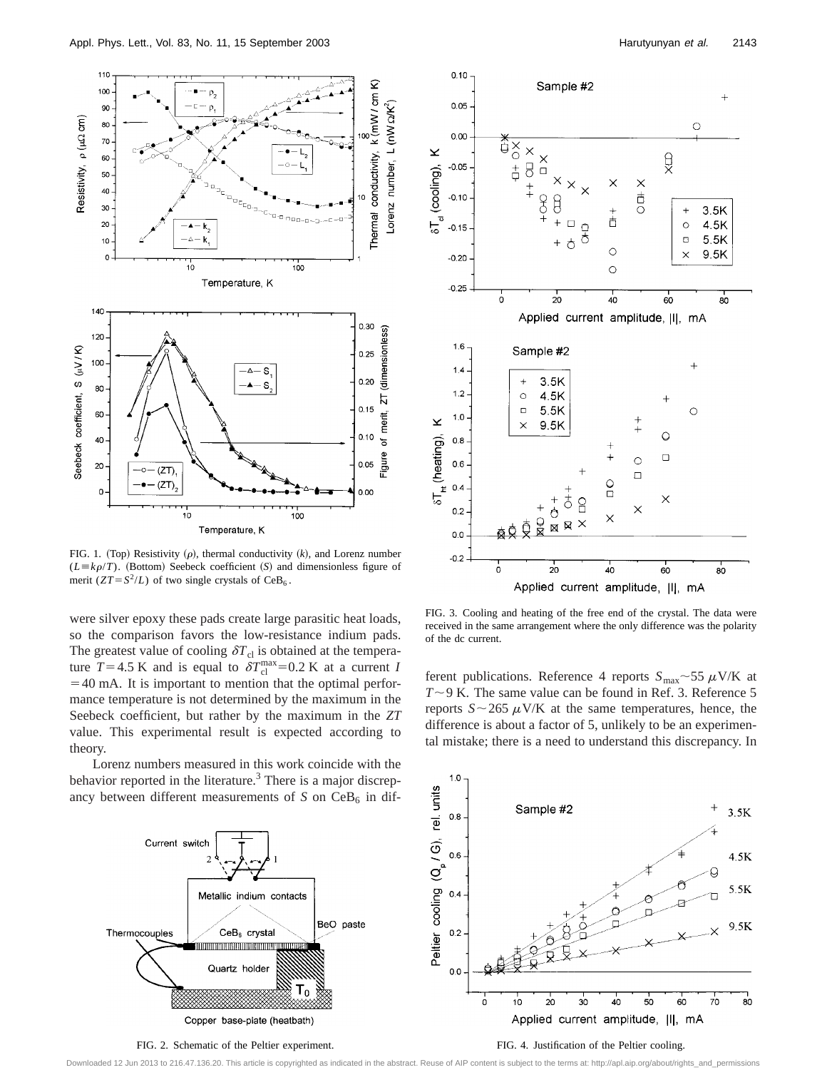FIG. 1. (Top) Resistivity ($\rho$), thermal conductivity ($k$), and Lorenz number ($L \equiv k\rho/T$). (Bottom) Seebeck coefficient ($S$) and dimensionless figure of merit ($ZT = S^2/L$) of two single crystals of $CeB_6$.

were silver epoxy these pads create large parasitic heat loads, so the comparison favors the low-resistance indium pads. The greatest value of cooling $\delta T_{cl}$ is obtained at the temperature $T = 4.5$ K and is equal to $\delta T_{cl}^{max} = 0.2$ K at a current $I = 40$ mA. It is important to mention that the optimal performance temperature is not determined by the maximum in the Seebeck coefficient, but rather by the maximum in the *ZT* value. This experimental result is expected according to theory.

Lorenz numbers measured in this work coincide with the behavior reported in the literature.[3] There is a major discrepancy between different measurements of $S$ on $CeB_6$ in different publications. Reference 4 reports $S_{max} \sim 55\ \mu$V/K at $T \sim 9$ K. The same value can be found in Ref. 3. Reference 5 reports $S \sim 265\ \mu$V/K at the same temperatures, hence, the difference is about a factor of 5, unlikely to be an experimental mistake; there is a need to understand this discrepancy. In

FIG. 2. Schematic of the Peltier experiment.

FIG. 3. Cooling and heating of the free end of the crystal. The data were received in the same arrangement where the only difference was the polarity of the dc current.

FIG. 4. Justification of the Peltier cooling.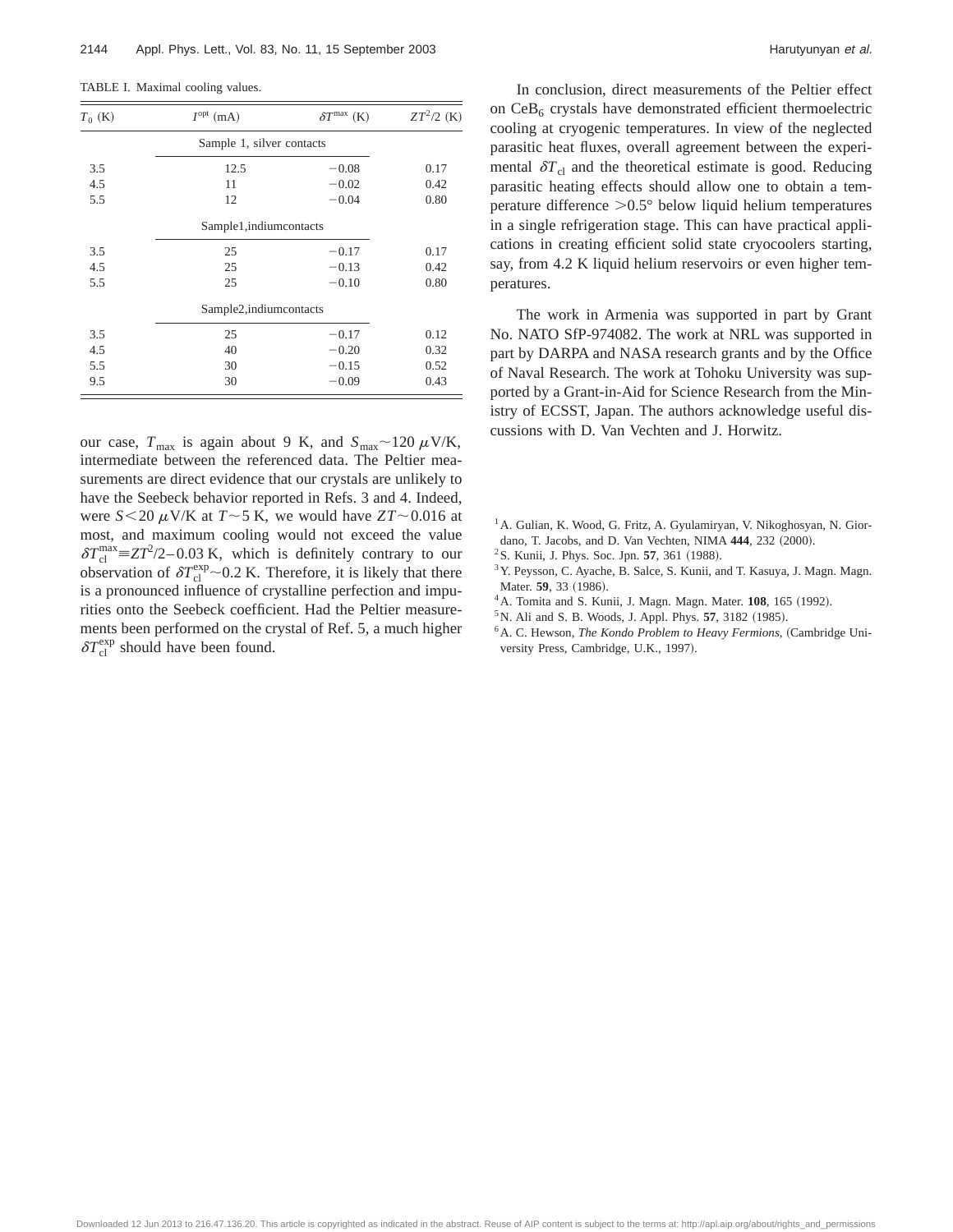TABLE I. Maximal cooling values.

| $T_0$ (K) | $I^{opt}$ (mA) | $\delta T^{max}$ (K) | $ZT^2/2$ (K) |
|---|---|---|---|
| | Sample 1, silver contacts | | |
| 3.5 | 12.5 | −0.08 | 0.17 |
| 4.5 | 11 | −0.02 | 0.42 |
| 5.5 | 12 | −0.04 | 0.80 |
| | Sample1,indiumcontacts | | |
| 3.5 | 25 | −0.17 | 0.17 |
| 4.5 | 25 | −0.13 | 0.42 |
| 5.5 | 25 | −0.10 | 0.80 |
| | Sample2,indiumcontacts | | |
| 3.5 | 25 | −0.17 | 0.12 |
| 4.5 | 40 | −0.20 | 0.32 |
| 5.5 | 30 | −0.15 | 0.52 |
| 9.5 | 30 | −0.09 | 0.43 |

our case, $T_{max}$ is again about 9 K, and $S_{max} \sim 120\ \mu$V/K, intermediate between the referenced data. The Peltier measurements are direct evidence that our crystals are unlikely to have the Seebeck behavior reported in Refs. 3 and 4. Indeed, were $S < 20\ \mu$V/K at $T \sim 5$ K, we would have $ZT \sim 0.016$ at most, and maximum cooling would not exceed the value $\delta T_{cl}^{max} \equiv ZT^2/2 - 0.03$ K, which is definitely contrary to our observation of $\delta T_{cl}^{exp} \sim 0.2$ K. Therefore, it is likely that there is a pronounced influence of crystalline perfection and impurities onto the Seebeck coefficient. Had the Peltier measurements been performed on the crystal of Ref. 5, a much higher $\delta T_{cl}^{exp}$ should have been found.

In conclusion, direct measurements of the Peltier effect on $CeB_6$ crystals have demonstrated efficient thermoelectric cooling at cryogenic temperatures. In view of the neglected parasitic heat fluxes, overall agreement between the experimental $\delta T_{cl}$ and the theoretical estimate is good. Reducing parasitic heating effects should allow one to obtain a temperature difference $>0.5°$ below liquid helium temperatures in a single refrigeration stage. This can have practical applications in creating efficient solid state cryocoolers starting, say, from 4.2 K liquid helium reservoirs or even higher temperatures.

The work in Armenia was supported in part by Grant No. NATO SfP-974082. The work at NRL was supported in part by DARPA and NASA research grants and by the Office of Naval Research. The work at Tohoku University was supported by a Grant-in-Aid for Science Research from the Ministry of ECSST, Japan. The authors acknowledge useful discussions with D. Van Vechten and J. Horwitz.

[1] A. Gulian, K. Wood, G. Fritz, A. Gyulamiryan, V. Nikoghosyan, N. Giordano, T. Jacobs, and D. Van Vechten, NIMA **444**, 232 (2000).
[2] S. Kunii, J. Phys. Soc. Jpn. **57**, 361 (1988).
[3] Y. Peysson, C. Ayache, B. Salce, S. Kunii, and T. Kasuya, J. Magn. Magn. Mater. **59**, 33 (1986).
[4] A. Tomita and S. Kunii, J. Magn. Magn. Mater. **108**, 165 (1992).
[5] N. Ali and S. B. Woods, J. Appl. Phys. **57**, 3182 (1985).
[6] A. C. Hewson, *The Kondo Problem to Heavy Fermions*, (Cambridge University Press, Cambridge, U.K., 1997).